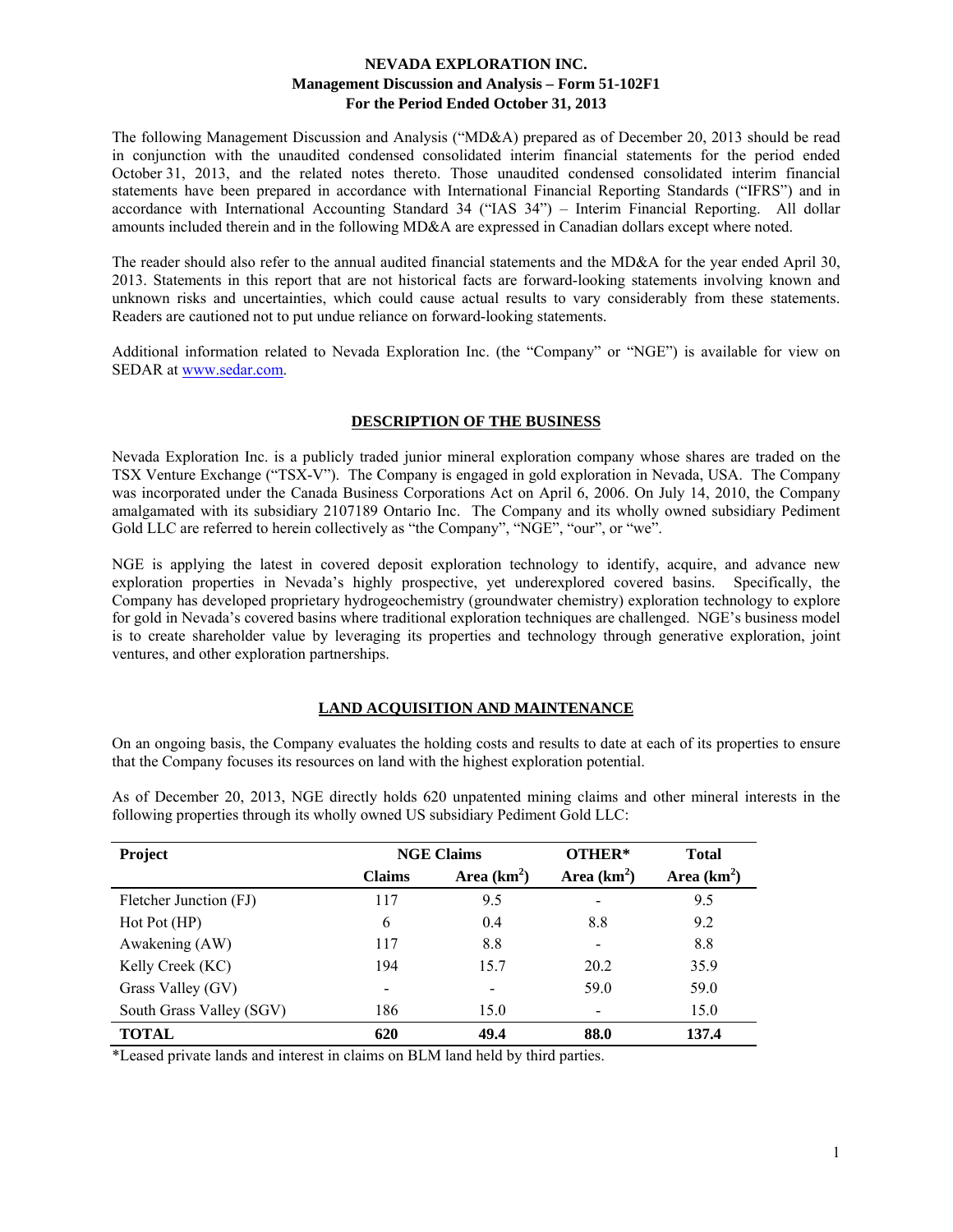# NEVADA EXPLORATION INC.
## Management Discussion and Analysis – Form 51-102F1
## For the Period Ended October 31, 2013

The following Management Discussion and Analysis ("MD&A) prepared as of December 20, 2013 should be read in conjunction with the unaudited condensed consolidated interim financial statements for the period ended October 31, 2013, and the related notes thereto. Those unaudited condensed consolidated interim financial statements have been prepared in accordance with International Financial Reporting Standards ("IFRS") and in accordance with International Accounting Standard 34 ("IAS 34") – Interim Financial Reporting. All dollar amounts included therein and in the following MD&A are expressed in Canadian dollars except where noted.

The reader should also refer to the annual audited financial statements and the MD&A for the year ended April 30, 2013. Statements in this report that are not historical facts are forward-looking statements involving known and unknown risks and uncertainties, which could cause actual results to vary considerably from these statements. Readers are cautioned not to put undue reliance on forward-looking statements.

Additional information related to Nevada Exploration Inc. (the "Company" or "NGE") is available for view on SEDAR at www.sedar.com.

## DESCRIPTION OF THE BUSINESS

Nevada Exploration Inc. is a publicly traded junior mineral exploration company whose shares are traded on the TSX Venture Exchange ("TSX-V"). The Company is engaged in gold exploration in Nevada, USA. The Company was incorporated under the Canada Business Corporations Act on April 6, 2006. On July 14, 2010, the Company amalgamated with its subsidiary 2107189 Ontario Inc. The Company and its wholly owned subsidiary Pediment Gold LLC are referred to herein collectively as "the Company", "NGE", "our", or "we".

NGE is applying the latest in covered deposit exploration technology to identify, acquire, and advance new exploration properties in Nevada's highly prospective, yet underexplored covered basins. Specifically, the Company has developed proprietary hydrogeochemistry (groundwater chemistry) exploration technology to explore for gold in Nevada's covered basins where traditional exploration techniques are challenged. NGE's business model is to create shareholder value by leveraging its properties and technology through generative exploration, joint ventures, and other exploration partnerships.

## LAND ACQUISITION AND MAINTENANCE

On an ongoing basis, the Company evaluates the holding costs and results to date at each of its properties to ensure that the Company focuses its resources on land with the highest exploration potential.

As of December 20, 2013, NGE directly holds 620 unpatented mining claims and other mineral interests in the following properties through its wholly owned US subsidiary Pediment Gold LLC:

| Project | NGE Claims | | OTHER* | Total |
|---|---|---|---|---|
| | Claims | Area (km$^2$) | Area (km$^2$) | Area (km$^2$) |
| Fletcher Junction (FJ) | 117 | 9.5 | - | 9.5 |
| Hot Pot (HP) | 6 | 0.4 | 8.8 | 9.2 |
| Awakening (AW) | 117 | 8.8 | - | 8.8 |
| Kelly Creek (KC) | 194 | 15.7 | 20.2 | 35.9 |
| Grass Valley (GV) | - | - | 59.0 | 59.0 |
| South Grass Valley (SGV) | 186 | 15.0 | - | 15.0 |
| **TOTAL** | **620** | **49.4** | **88.0** | **137.4** |

*Leased private lands and interest in claims on BLM land held by third parties.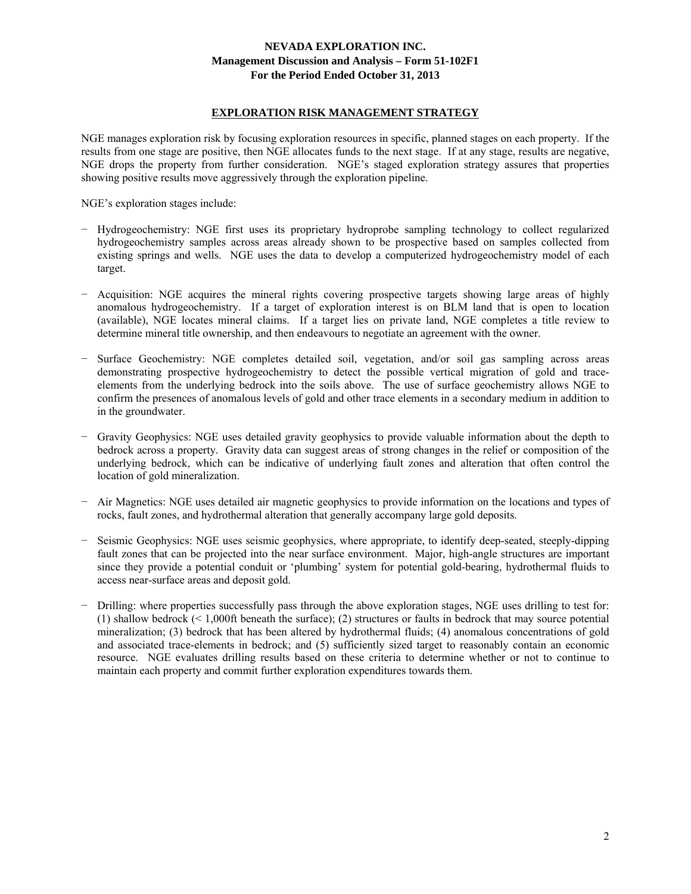## EXPLORATION RISK MANAGEMENT STRATEGY

NGE manages exploration risk by focusing exploration resources in specific, planned stages on each property. If the results from one stage are positive, then NGE allocates funds to the next stage. If at any stage, results are negative, NGE drops the property from further consideration. NGE's staged exploration strategy assures that properties showing positive results move aggressively through the exploration pipeline.

NGE's exploration stages include:

- Hydrogeochemistry: NGE first uses its proprietary hydroprobe sampling technology to collect regularized hydrogeochemistry samples across areas already shown to be prospective based on samples collected from existing springs and wells. NGE uses the data to develop a computerized hydrogeochemistry model of each target.

- Acquisition: NGE acquires the mineral rights covering prospective targets showing large areas of highly anomalous hydrogeochemistry. If a target of exploration interest is on BLM land that is open to location (available), NGE locates mineral claims. If a target lies on private land, NGE completes a title review to determine mineral title ownership, and then endeavours to negotiate an agreement with the owner.

- Surface Geochemistry: NGE completes detailed soil, vegetation, and/or soil gas sampling across areas demonstrating prospective hydrogeochemistry to detect the possible vertical migration of gold and trace-elements from the underlying bedrock into the soils above. The use of surface geochemistry allows NGE to confirm the presences of anomalous levels of gold and other trace elements in a secondary medium in addition to in the groundwater.

- Gravity Geophysics: NGE uses detailed gravity geophysics to provide valuable information about the depth to bedrock across a property. Gravity data can suggest areas of strong changes in the relief or composition of the underlying bedrock, which can be indicative of underlying fault zones and alteration that often control the location of gold mineralization.

- Air Magnetics: NGE uses detailed air magnetic geophysics to provide information on the locations and types of rocks, fault zones, and hydrothermal alteration that generally accompany large gold deposits.

- Seismic Geophysics: NGE uses seismic geophysics, where appropriate, to identify deep-seated, steeply-dipping fault zones that can be projected into the near surface environment. Major, high-angle structures are important since they provide a potential conduit or 'plumbing' system for potential gold-bearing, hydrothermal fluids to access near-surface areas and deposit gold.

- Drilling: where properties successfully pass through the above exploration stages, NGE uses drilling to test for: (1) shallow bedrock (< 1,000ft beneath the surface); (2) structures or faults in bedrock that may source potential mineralization; (3) bedrock that has been altered by hydrothermal fluids; (4) anomalous concentrations of gold and associated trace-elements in bedrock; and (5) sufficiently sized target to reasonably contain an economic resource. NGE evaluates drilling results based on these criteria to determine whether or not to continue to maintain each property and commit further exploration expenditures towards them.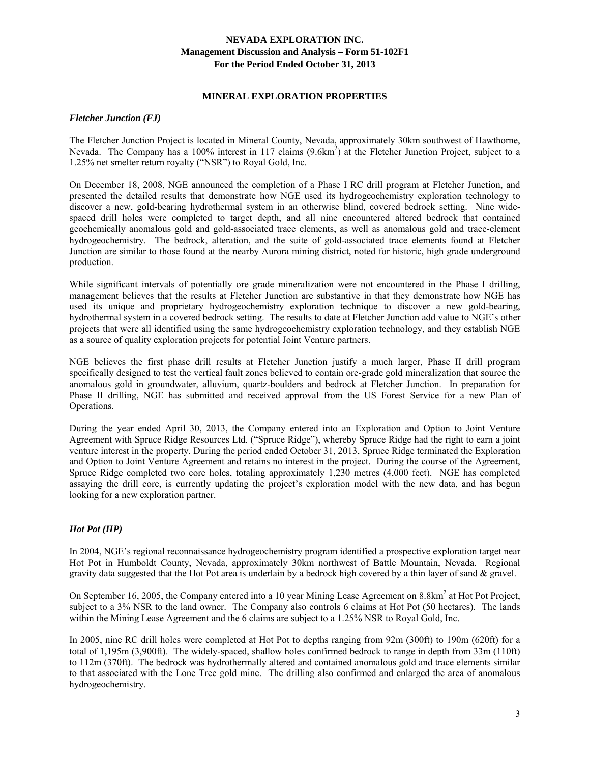## MINERAL EXPLORATION PROPERTIES

### *Fletcher Junction (FJ)*

The Fletcher Junction Project is located in Mineral County, Nevada, approximately 30km southwest of Hawthorne, Nevada. The Company has a 100% interest in 117 claims (9.6km$^2$) at the Fletcher Junction Project, subject to a 1.25% net smelter return royalty ("NSR") to Royal Gold, Inc.

On December 18, 2008, NGE announced the completion of a Phase I RC drill program at Fletcher Junction, and presented the detailed results that demonstrate how NGE used its hydrogeochemistry exploration technology to discover a new, gold-bearing hydrothermal system in an otherwise blind, covered bedrock setting. Nine wide-spaced drill holes were completed to target depth, and all nine encountered altered bedrock that contained geochemically anomalous gold and gold-associated trace elements, as well as anomalous gold and trace-element hydrogeochemistry. The bedrock, alteration, and the suite of gold-associated trace elements found at Fletcher Junction are similar to those found at the nearby Aurora mining district, noted for historic, high grade underground production.

While significant intervals of potentially ore grade mineralization were not encountered in the Phase I drilling, management believes that the results at Fletcher Junction are substantive in that they demonstrate how NGE has used its unique and proprietary hydrogeochemistry exploration technique to discover a new gold-bearing, hydrothermal system in a covered bedrock setting. The results to date at Fletcher Junction add value to NGE's other projects that were all identified using the same hydrogeochemistry exploration technology, and they establish NGE as a source of quality exploration projects for potential Joint Venture partners.

NGE believes the first phase drill results at Fletcher Junction justify a much larger, Phase II drill program specifically designed to test the vertical fault zones believed to contain ore-grade gold mineralization that source the anomalous gold in groundwater, alluvium, quartz-boulders and bedrock at Fletcher Junction. In preparation for Phase II drilling, NGE has submitted and received approval from the US Forest Service for a new Plan of Operations.

During the year ended April 30, 2013, the Company entered into an Exploration and Option to Joint Venture Agreement with Spruce Ridge Resources Ltd. ("Spruce Ridge"), whereby Spruce Ridge had the right to earn a joint venture interest in the property. During the period ended October 31, 2013, Spruce Ridge terminated the Exploration and Option to Joint Venture Agreement and retains no interest in the project. During the course of the Agreement, Spruce Ridge completed two core holes, totaling approximately 1,230 metres (4,000 feet). NGE has completed assaying the drill core, is currently updating the project's exploration model with the new data, and has begun looking for a new exploration partner.

### *Hot Pot (HP)*

In 2004, NGE's regional reconnaissance hydrogeochemistry program identified a prospective exploration target near Hot Pot in Humboldt County, Nevada, approximately 30km northwest of Battle Mountain, Nevada. Regional gravity data suggested that the Hot Pot area is underlain by a bedrock high covered by a thin layer of sand & gravel.

On September 16, 2005, the Company entered into a 10 year Mining Lease Agreement on 8.8km$^2$ at Hot Pot Project, subject to a 3% NSR to the land owner. The Company also controls 6 claims at Hot Pot (50 hectares). The lands within the Mining Lease Agreement and the 6 claims are subject to a 1.25% NSR to Royal Gold, Inc.

In 2005, nine RC drill holes were completed at Hot Pot to depths ranging from 92m (300ft) to 190m (620ft) for a total of 1,195m (3,900ft). The widely-spaced, shallow holes confirmed bedrock to range in depth from 33m (110ft) to 112m (370ft). The bedrock was hydrothermally altered and contained anomalous gold and trace elements similar to that associated with the Lone Tree gold mine. The drilling also confirmed and enlarged the area of anomalous hydrogeochemistry.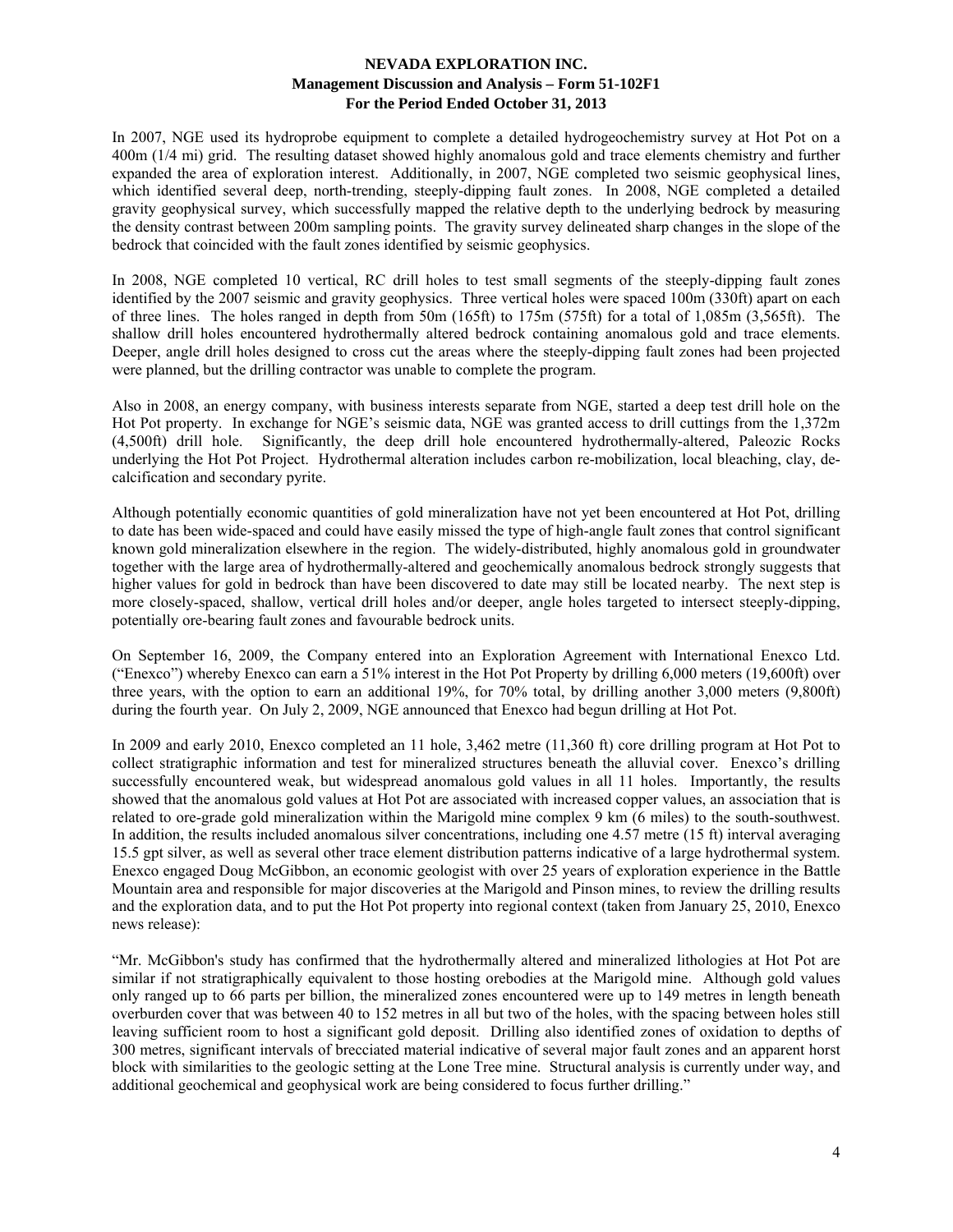In 2007, NGE used its hydroprobe equipment to complete a detailed hydrogeochemistry survey at Hot Pot on a 400m (1/4 mi) grid. The resulting dataset showed highly anomalous gold and trace elements chemistry and further expanded the area of exploration interest. Additionally, in 2007, NGE completed two seismic geophysical lines, which identified several deep, north-trending, steeply-dipping fault zones. In 2008, NGE completed a detailed gravity geophysical survey, which successfully mapped the relative depth to the underlying bedrock by measuring the density contrast between 200m sampling points. The gravity survey delineated sharp changes in the slope of the bedrock that coincided with the fault zones identified by seismic geophysics.

In 2008, NGE completed 10 vertical, RC drill holes to test small segments of the steeply-dipping fault zones identified by the 2007 seismic and gravity geophysics. Three vertical holes were spaced 100m (330ft) apart on each of three lines. The holes ranged in depth from 50m (165ft) to 175m (575ft) for a total of 1,085m (3,565ft). The shallow drill holes encountered hydrothermally altered bedrock containing anomalous gold and trace elements. Deeper, angle drill holes designed to cross cut the areas where the steeply-dipping fault zones had been projected were planned, but the drilling contractor was unable to complete the program.

Also in 2008, an energy company, with business interests separate from NGE, started a deep test drill hole on the Hot Pot property. In exchange for NGE's seismic data, NGE was granted access to drill cuttings from the 1,372m (4,500ft) drill hole. Significantly, the deep drill hole encountered hydrothermally-altered, Paleozic Rocks underlying the Hot Pot Project. Hydrothermal alteration includes carbon re-mobilization, local bleaching, clay, de-calcification and secondary pyrite.

Although potentially economic quantities of gold mineralization have not yet been encountered at Hot Pot, drilling to date has been wide-spaced and could have easily missed the type of high-angle fault zones that control significant known gold mineralization elsewhere in the region. The widely-distributed, highly anomalous gold in groundwater together with the large area of hydrothermally-altered and geochemically anomalous bedrock strongly suggests that higher values for gold in bedrock than have been discovered to date may still be located nearby. The next step is more closely-spaced, shallow, vertical drill holes and/or deeper, angle holes targeted to intersect steeply-dipping, potentially ore-bearing fault zones and favourable bedrock units.

On September 16, 2009, the Company entered into an Exploration Agreement with International Enexco Ltd. ("Enexco") whereby Enexco can earn a 51% interest in the Hot Pot Property by drilling 6,000 meters (19,600ft) over three years, with the option to earn an additional 19%, for 70% total, by drilling another 3,000 meters (9,800ft) during the fourth year. On July 2, 2009, NGE announced that Enexco had begun drilling at Hot Pot.

In 2009 and early 2010, Enexco completed an 11 hole, 3,462 metre (11,360 ft) core drilling program at Hot Pot to collect stratigraphic information and test for mineralized structures beneath the alluvial cover. Enexco's drilling successfully encountered weak, but widespread anomalous gold values in all 11 holes. Importantly, the results showed that the anomalous gold values at Hot Pot are associated with increased copper values, an association that is related to ore-grade gold mineralization within the Marigold mine complex 9 km (6 miles) to the south-southwest. In addition, the results included anomalous silver concentrations, including one 4.57 metre (15 ft) interval averaging 15.5 gpt silver, as well as several other trace element distribution patterns indicative of a large hydrothermal system. Enexco engaged Doug McGibbon, an economic geologist with over 25 years of exploration experience in the Battle Mountain area and responsible for major discoveries at the Marigold and Pinson mines, to review the drilling results and the exploration data, and to put the Hot Pot property into regional context (taken from January 25, 2010, Enexco news release):

"Mr. McGibbon's study has confirmed that the hydrothermally altered and mineralized lithologies at Hot Pot are similar if not stratigraphically equivalent to those hosting orebodies at the Marigold mine. Although gold values only ranged up to 66 parts per billion, the mineralized zones encountered were up to 149 metres in length beneath overburden cover that was between 40 to 152 metres in all but two of the holes, with the spacing between holes still leaving sufficient room to host a significant gold deposit. Drilling also identified zones of oxidation to depths of 300 metres, significant intervals of brecciated material indicative of several major fault zones and an apparent horst block with similarities to the geologic setting at the Lone Tree mine. Structural analysis is currently under way, and additional geochemical and geophysical work are being considered to focus further drilling."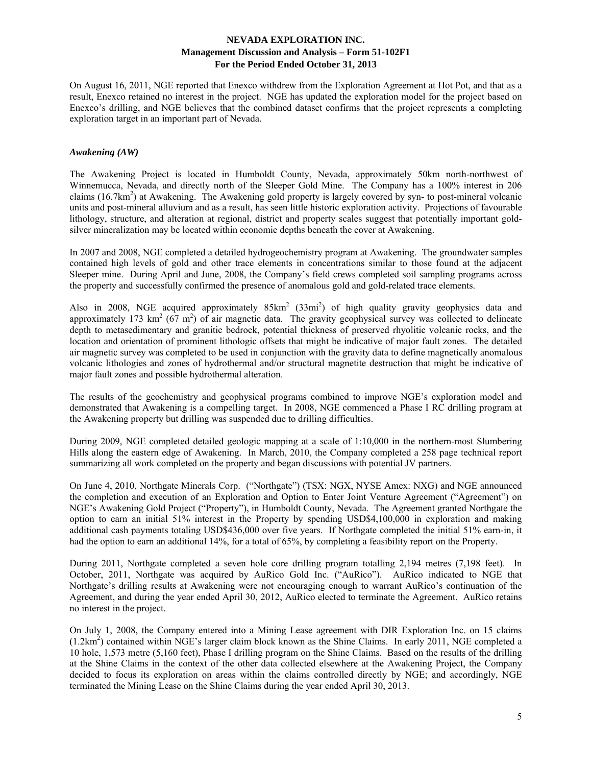On August 16, 2011, NGE reported that Enexco withdrew from the Exploration Agreement at Hot Pot, and that as a result, Enexco retained no interest in the project. NGE has updated the exploration model for the project based on Enexco's drilling, and NGE believes that the combined dataset confirms that the project represents a completing exploration target in an important part of Nevada.

### *Awakening (AW)*

The Awakening Project is located in Humboldt County, Nevada, approximately 50km north-northwest of Winnemucca, Nevada, and directly north of the Sleeper Gold Mine. The Company has a 100% interest in 206 claims (16.7km$^2$) at Awakening. The Awakening gold property is largely covered by syn- to post-mineral volcanic units and post-mineral alluvium and as a result, has seen little historic exploration activity. Projections of favourable lithology, structure, and alteration at regional, district and property scales suggest that potentially important gold-silver mineralization may be located within economic depths beneath the cover at Awakening.

In 2007 and 2008, NGE completed a detailed hydrogeochemistry program at Awakening. The groundwater samples contained high levels of gold and other trace elements in concentrations similar to those found at the adjacent Sleeper mine. During April and June, 2008, the Company's field crews completed soil sampling programs across the property and successfully confirmed the presence of anomalous gold and gold-related trace elements.

Also in 2008, NGE acquired approximately 85km$^2$ (33mi$^2$) of high quality gravity geophysics data and approximately 173 km$^2$ (67 m$^2$) of air magnetic data. The gravity geophysical survey was collected to delineate depth to metasedimentary and granitic bedrock, potential thickness of preserved rhyolitic volcanic rocks, and the location and orientation of prominent lithologic offsets that might be indicative of major fault zones. The detailed air magnetic survey was completed to be used in conjunction with the gravity data to define magnetically anomalous volcanic lithologies and zones of hydrothermal and/or structural magnetite destruction that might be indicative of major fault zones and possible hydrothermal alteration.

The results of the geochemistry and geophysical programs combined to improve NGE's exploration model and demonstrated that Awakening is a compelling target. In 2008, NGE commenced a Phase I RC drilling program at the Awakening property but drilling was suspended due to drilling difficulties.

During 2009, NGE completed detailed geologic mapping at a scale of 1:10,000 in the northern-most Slumbering Hills along the eastern edge of Awakening. In March, 2010, the Company completed a 258 page technical report summarizing all work completed on the property and began discussions with potential JV partners.

On June 4, 2010, Northgate Minerals Corp. ("Northgate") (TSX: NGX, NYSE Amex: NXG) and NGE announced the completion and execution of an Exploration and Option to Enter Joint Venture Agreement ("Agreement") on NGE's Awakening Gold Project ("Property"), in Humboldt County, Nevada. The Agreement granted Northgate the option to earn an initial 51% interest in the Property by spending USD$4,100,000 in exploration and making additional cash payments totaling USD$436,000 over five years. If Northgate completed the initial 51% earn-in, it had the option to earn an additional 14%, for a total of 65%, by completing a feasibility report on the Property.

During 2011, Northgate completed a seven hole core drilling program totalling 2,194 metres (7,198 feet). In October, 2011, Northgate was acquired by AuRico Gold Inc. ("AuRico"). AuRico indicated to NGE that Northgate's drilling results at Awakening were not encouraging enough to warrant AuRico's continuation of the Agreement, and during the year ended April 30, 2012, AuRico elected to terminate the Agreement. AuRico retains no interest in the project.

On July 1, 2008, the Company entered into a Mining Lease agreement with DIR Exploration Inc. on 15 claims (1.2km$^2$) contained within NGE's larger claim block known as the Shine Claims. In early 2011, NGE completed a 10 hole, 1,573 metre (5,160 feet), Phase I drilling program on the Shine Claims. Based on the results of the drilling at the Shine Claims in the context of the other data collected elsewhere at the Awakening Project, the Company decided to focus its exploration on areas within the claims controlled directly by NGE; and accordingly, NGE terminated the Mining Lease on the Shine Claims during the year ended April 30, 2013.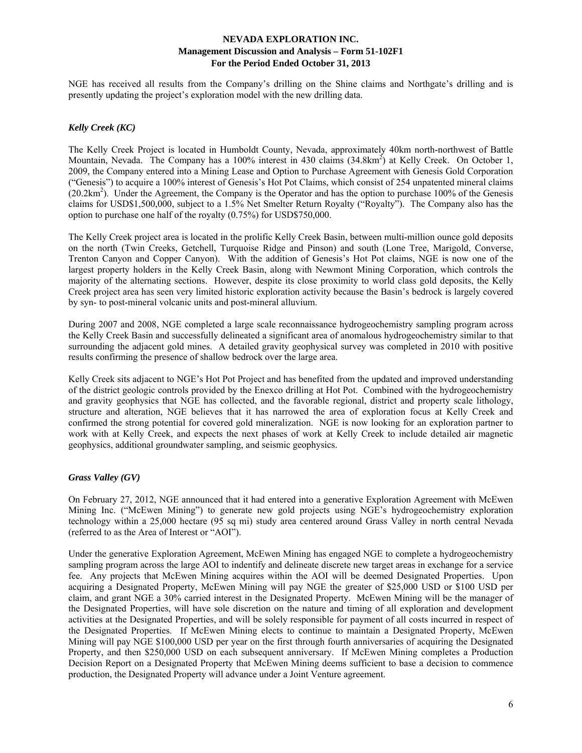NGE has received all results from the Company's drilling on the Shine claims and Northgate's drilling and is presently updating the project's exploration model with the new drilling data.

### *Kelly Creek (KC)*

The Kelly Creek Project is located in Humboldt County, Nevada, approximately 40km north-northwest of Battle Mountain, Nevada. The Company has a 100% interest in 430 claims (34.8km$^2$) at Kelly Creek. On October 1, 2009, the Company entered into a Mining Lease and Option to Purchase Agreement with Genesis Gold Corporation ("Genesis") to acquire a 100% interest of Genesis's Hot Pot Claims, which consist of 254 unpatented mineral claims (20.2km$^2$). Under the Agreement, the Company is the Operator and has the option to purchase 100% of the Genesis claims for USD$1,500,000, subject to a 1.5% Net Smelter Return Royalty ("Royalty"). The Company also has the option to purchase one half of the royalty (0.75%) for USD$750,000.

The Kelly Creek project area is located in the prolific Kelly Creek Basin, between multi-million ounce gold deposits on the north (Twin Creeks, Getchell, Turquoise Ridge and Pinson) and south (Lone Tree, Marigold, Converse, Trenton Canyon and Copper Canyon). With the addition of Genesis's Hot Pot claims, NGE is now one of the largest property holders in the Kelly Creek Basin, along with Newmont Mining Corporation, which controls the majority of the alternating sections. However, despite its close proximity to world class gold deposits, the Kelly Creek project area has seen very limited historic exploration activity because the Basin's bedrock is largely covered by syn- to post-mineral volcanic units and post-mineral alluvium.

During 2007 and 2008, NGE completed a large scale reconnaissance hydrogeochemistry sampling program across the Kelly Creek Basin and successfully delineated a significant area of anomalous hydrogeochemistry similar to that surrounding the adjacent gold mines. A detailed gravity geophysical survey was completed in 2010 with positive results confirming the presence of shallow bedrock over the large area.

Kelly Creek sits adjacent to NGE's Hot Pot Project and has benefited from the updated and improved understanding of the district geologic controls provided by the Enexco drilling at Hot Pot. Combined with the hydrogeochemistry and gravity geophysics that NGE has collected, and the favorable regional, district and property scale lithology, structure and alteration, NGE believes that it has narrowed the area of exploration focus at Kelly Creek and confirmed the strong potential for covered gold mineralization. NGE is now looking for an exploration partner to work with at Kelly Creek, and expects the next phases of work at Kelly Creek to include detailed air magnetic geophysics, additional groundwater sampling, and seismic geophysics.

### *Grass Valley (GV)*

On February 27, 2012, NGE announced that it had entered into a generative Exploration Agreement with McEwen Mining Inc. ("McEwen Mining") to generate new gold projects using NGE's hydrogeochemistry exploration technology within a 25,000 hectare (95 sq mi) study area centered around Grass Valley in north central Nevada (referred to as the Area of Interest or "AOI").

Under the generative Exploration Agreement, McEwen Mining has engaged NGE to complete a hydrogeochemistry sampling program across the large AOI to indentify and delineate discrete new target areas in exchange for a service fee. Any projects that McEwen Mining acquires within the AOI will be deemed Designated Properties. Upon acquiring a Designated Property, McEwen Mining will pay NGE the greater of $25,000 USD or $100 USD per claim, and grant NGE a 30% carried interest in the Designated Property. McEwen Mining will be the manager of the Designated Properties, will have sole discretion on the nature and timing of all exploration and development activities at the Designated Properties, and will be solely responsible for payment of all costs incurred in respect of the Designated Properties. If McEwen Mining elects to continue to maintain a Designated Property, McEwen Mining will pay NGE $100,000 USD per year on the first through fourth anniversaries of acquiring the Designated Property, and then $250,000 USD on each subsequent anniversary. If McEwen Mining completes a Production Decision Report on a Designated Property that McEwen Mining deems sufficient to base a decision to commence production, the Designated Property will advance under a Joint Venture agreement.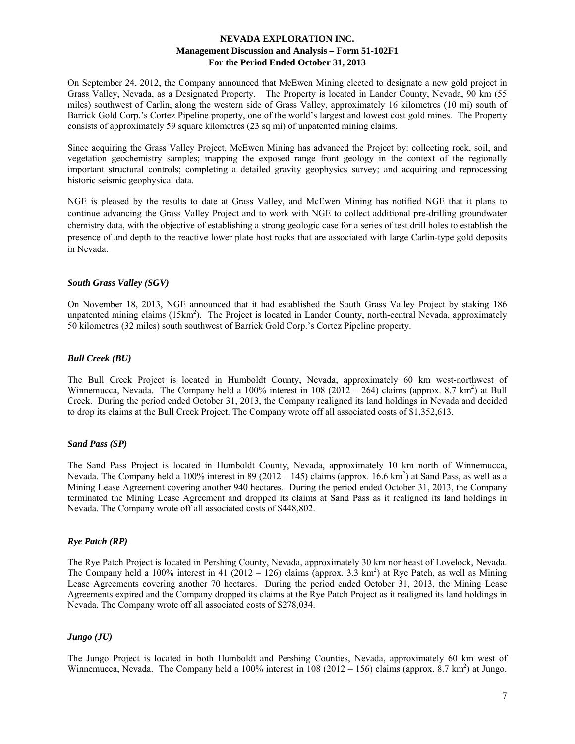On September 24, 2012, the Company announced that McEwen Mining elected to designate a new gold project in Grass Valley, Nevada, as a Designated Property. The Property is located in Lander County, Nevada, 90 km (55 miles) southwest of Carlin, along the western side of Grass Valley, approximately 16 kilometres (10 mi) south of Barrick Gold Corp.'s Cortez Pipeline property, one of the world's largest and lowest cost gold mines. The Property consists of approximately 59 square kilometres (23 sq mi) of unpatented mining claims.

Since acquiring the Grass Valley Project, McEwen Mining has advanced the Project by: collecting rock, soil, and vegetation geochemistry samples; mapping the exposed range front geology in the context of the regionally important structural controls; completing a detailed gravity geophysics survey; and acquiring and reprocessing historic seismic geophysical data.

NGE is pleased by the results to date at Grass Valley, and McEwen Mining has notified NGE that it plans to continue advancing the Grass Valley Project and to work with NGE to collect additional pre-drilling groundwater chemistry data, with the objective of establishing a strong geologic case for a series of test drill holes to establish the presence of and depth to the reactive lower plate host rocks that are associated with large Carlin-type gold deposits in Nevada.

### *South Grass Valley (SGV)*

On November 18, 2013, NGE announced that it had established the South Grass Valley Project by staking 186 unpatented mining claims (15km$^2$). The Project is located in Lander County, north-central Nevada, approximately 50 kilometres (32 miles) south southwest of Barrick Gold Corp.'s Cortez Pipeline property.

### *Bull Creek (BU)*

The Bull Creek Project is located in Humboldt County, Nevada, approximately 60 km west-northwest of Winnemucca, Nevada. The Company held a 100% interest in 108 (2012 – 264) claims (approx. 8.7 km$^2$) at Bull Creek. During the period ended October 31, 2013, the Company realigned its land holdings in Nevada and decided to drop its claims at the Bull Creek Project. The Company wrote off all associated costs of $1,352,613.

### *Sand Pass (SP)*

The Sand Pass Project is located in Humboldt County, Nevada, approximately 10 km north of Winnemucca, Nevada. The Company held a 100% interest in 89 (2012 – 145) claims (approx. 16.6 km$^2$) at Sand Pass, as well as a Mining Lease Agreement covering another 940 hectares. During the period ended October 31, 2013, the Company terminated the Mining Lease Agreement and dropped its claims at Sand Pass as it realigned its land holdings in Nevada. The Company wrote off all associated costs of $448,802.

### *Rye Patch (RP)*

The Rye Patch Project is located in Pershing County, Nevada, approximately 30 km northeast of Lovelock, Nevada. The Company held a 100% interest in 41 (2012 – 126) claims (approx. 3.3 km$^2$) at Rye Patch, as well as Mining Lease Agreements covering another 70 hectares. During the period ended October 31, 2013, the Mining Lease Agreements expired and the Company dropped its claims at the Rye Patch Project as it realigned its land holdings in Nevada. The Company wrote off all associated costs of $278,034.

### *Jungo (JU)*

The Jungo Project is located in both Humboldt and Pershing Counties, Nevada, approximately 60 km west of Winnemucca, Nevada. The Company held a 100% interest in 108 (2012 – 156) claims (approx. 8.7 km$^2$) at Jungo.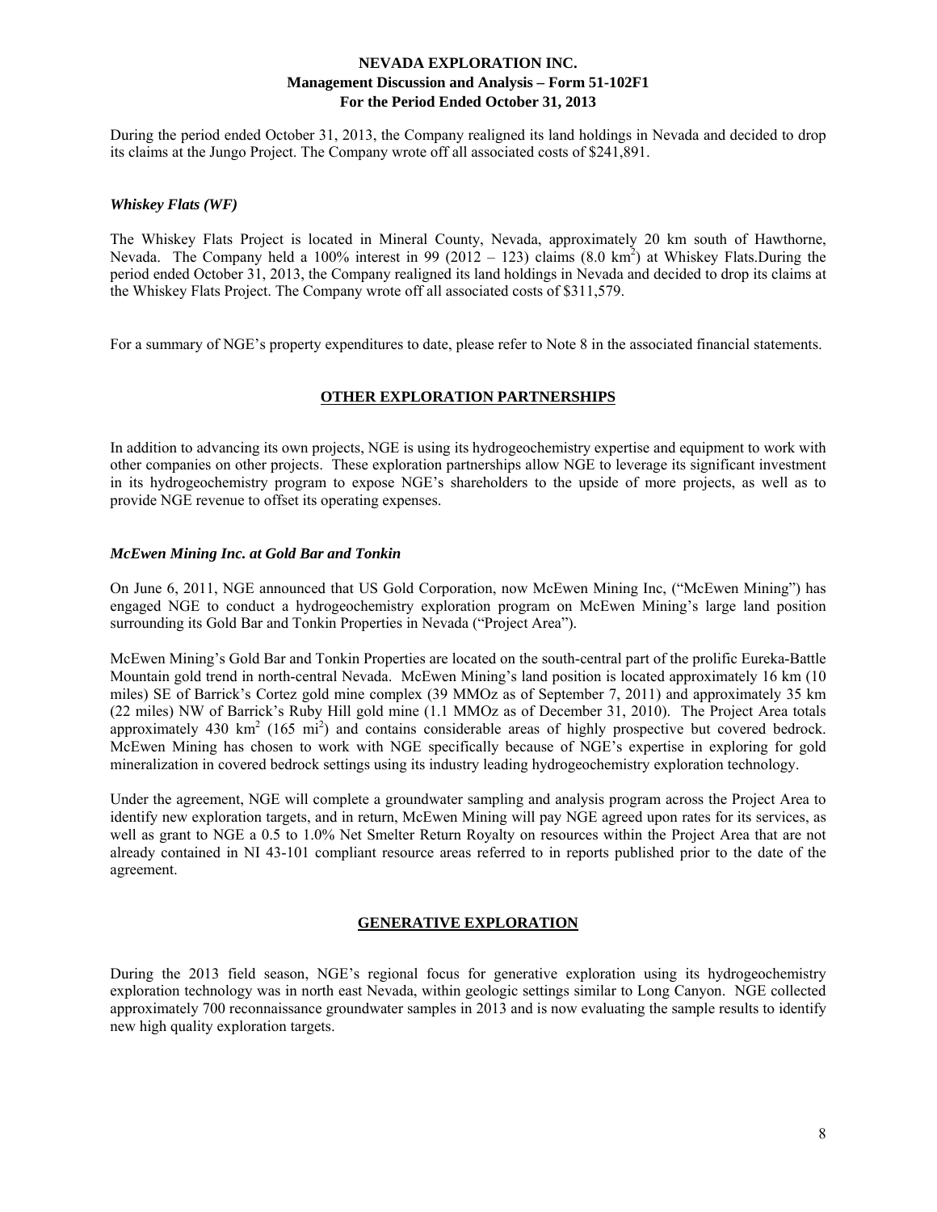During the period ended October 31, 2013, the Company realigned its land holdings in Nevada and decided to drop its claims at the Jungo Project. The Company wrote off all associated costs of $241,891.

### *Whiskey Flats (WF)*

The Whiskey Flats Project is located in Mineral County, Nevada, approximately 20 km south of Hawthorne, Nevada. The Company held a 100% interest in 99 (2012 – 123) claims (8.0 km$^2$) at Whiskey Flats.During the period ended October 31, 2013, the Company realigned its land holdings in Nevada and decided to drop its claims at the Whiskey Flats Project. The Company wrote off all associated costs of $311,579.

For a summary of NGE's property expenditures to date, please refer to Note 8 in the associated financial statements.

## **OTHER EXPLORATION PARTNERSHIPS**

In addition to advancing its own projects, NGE is using its hydrogeochemistry expertise and equipment to work with other companies on other projects. These exploration partnerships allow NGE to leverage its significant investment in its hydrogeochemistry program to expose NGE's shareholders to the upside of more projects, as well as to provide NGE revenue to offset its operating expenses.

### *McEwen Mining Inc. at Gold Bar and Tonkin*

On June 6, 2011, NGE announced that US Gold Corporation, now McEwen Mining Inc, ("McEwen Mining") has engaged NGE to conduct a hydrogeochemistry exploration program on McEwen Mining's large land position surrounding its Gold Bar and Tonkin Properties in Nevada ("Project Area").

McEwen Mining's Gold Bar and Tonkin Properties are located on the south-central part of the prolific Eureka-Battle Mountain gold trend in north-central Nevada. McEwen Mining's land position is located approximately 16 km (10 miles) SE of Barrick's Cortez gold mine complex (39 MMOz as of September 7, 2011) and approximately 35 km (22 miles) NW of Barrick's Ruby Hill gold mine (1.1 MMOz as of December 31, 2010). The Project Area totals approximately 430 km$^2$ (165 mi$^2$) and contains considerable areas of highly prospective but covered bedrock. McEwen Mining has chosen to work with NGE specifically because of NGE's expertise in exploring for gold mineralization in covered bedrock settings using its industry leading hydrogeochemistry exploration technology.

Under the agreement, NGE will complete a groundwater sampling and analysis program across the Project Area to identify new exploration targets, and in return, McEwen Mining will pay NGE agreed upon rates for its services, as well as grant to NGE a 0.5 to 1.0% Net Smelter Return Royalty on resources within the Project Area that are not already contained in NI 43-101 compliant resource areas referred to in reports published prior to the date of the agreement.

## **GENERATIVE EXPLORATION**

During the 2013 field season, NGE's regional focus for generative exploration using its hydrogeochemistry exploration technology was in north east Nevada, within geologic settings similar to Long Canyon. NGE collected approximately 700 reconnaissance groundwater samples in 2013 and is now evaluating the sample results to identify new high quality exploration targets.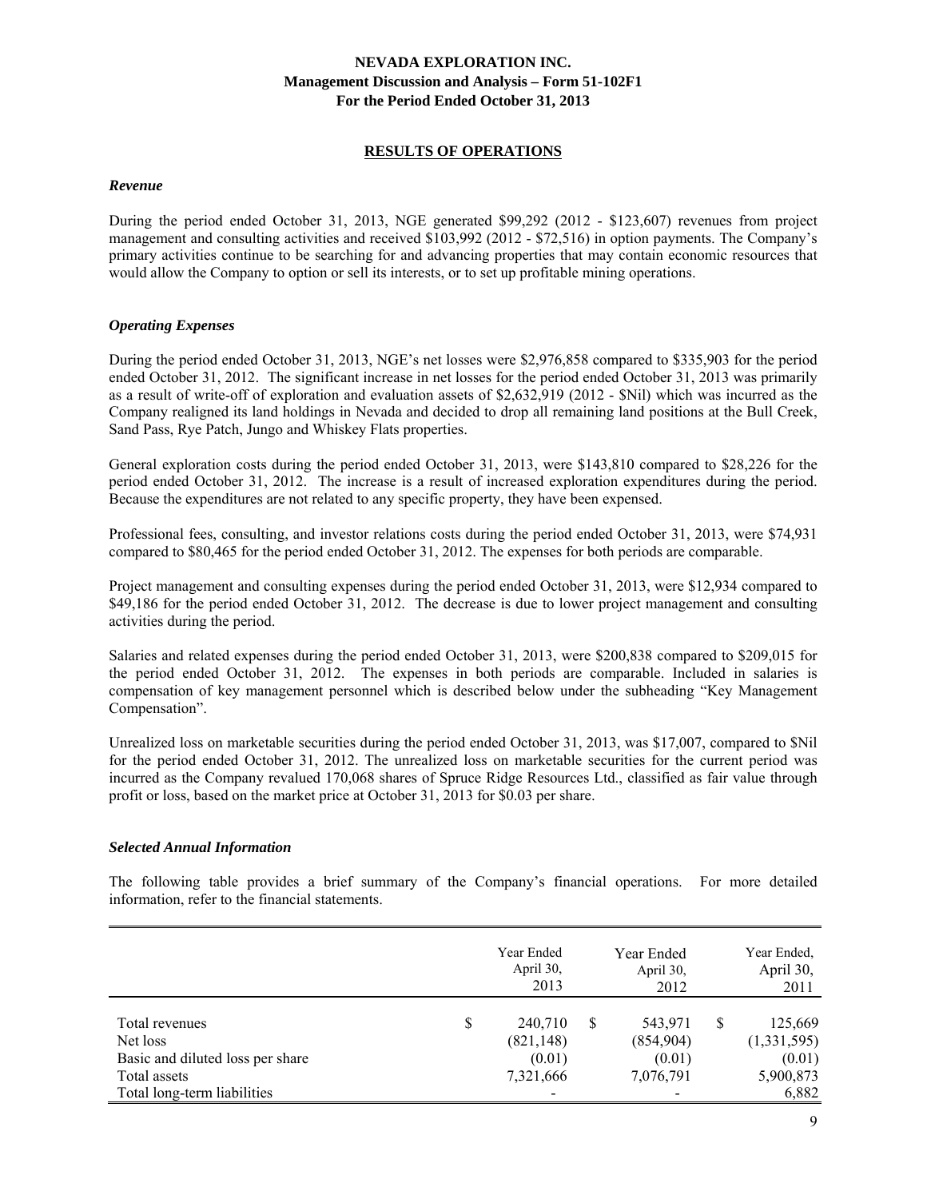## RESULTS OF OPERATIONS

### *Revenue*

During the period ended October 31, 2013, NGE generated $99,292 (2012 - $123,607) revenues from project management and consulting activities and received $103,992 (2012 - $72,516) in option payments. The Company's primary activities continue to be searching for and advancing properties that may contain economic resources that would allow the Company to option or sell its interests, or to set up profitable mining operations.

### *Operating Expenses*

During the period ended October 31, 2013, NGE's net losses were $2,976,858 compared to $335,903 for the period ended October 31, 2012. The significant increase in net losses for the period ended October 31, 2013 was primarily as a result of write-off of exploration and evaluation assets of $2,632,919 (2012 - $Nil) which was incurred as the Company realigned its land holdings in Nevada and decided to drop all remaining land positions at the Bull Creek, Sand Pass, Rye Patch, Jungo and Whiskey Flats properties.

General exploration costs during the period ended October 31, 2013, were $143,810 compared to $28,226 for the period ended October 31, 2012. The increase is a result of increased exploration expenditures during the period. Because the expenditures are not related to any specific property, they have been expensed.

Professional fees, consulting, and investor relations costs during the period ended October 31, 2013, were $74,931 compared to $80,465 for the period ended October 31, 2012. The expenses for both periods are comparable.

Project management and consulting expenses during the period ended October 31, 2013, were $12,934 compared to $49,186 for the period ended October 31, 2012. The decrease is due to lower project management and consulting activities during the period.

Salaries and related expenses during the period ended October 31, 2013, were $200,838 compared to $209,015 for the period ended October 31, 2012. The expenses in both periods are comparable. Included in salaries is compensation of key management personnel which is described below under the subheading "Key Management Compensation".

Unrealized loss on marketable securities during the period ended October 31, 2013, was $17,007, compared to $Nil for the period ended October 31, 2012. The unrealized loss on marketable securities for the current period was incurred as the Company revalued 170,068 shares of Spruce Ridge Resources Ltd., classified as fair value through profit or loss, based on the market price at October 31, 2013 for $0.03 per share.

### *Selected Annual Information*

The following table provides a brief summary of the Company's financial operations. For more detailed information, refer to the financial statements.

| | Year Ended April 30, 2013 | Year Ended April 30, 2012 | Year Ended, April 30, 2011 |
|---|---|---|---|
| Total revenues | $ 240,710 | $ 543,971 | $ 125,669 |
| Net loss | (821,148) | (854,904) | (1,331,595) |
| Basic and diluted loss per share | (0.01) | (0.01) | (0.01) |
| Total assets | 7,321,666 | 7,076,791 | 5,900,873 |
| Total long-term liabilities | - | - | 6,882 |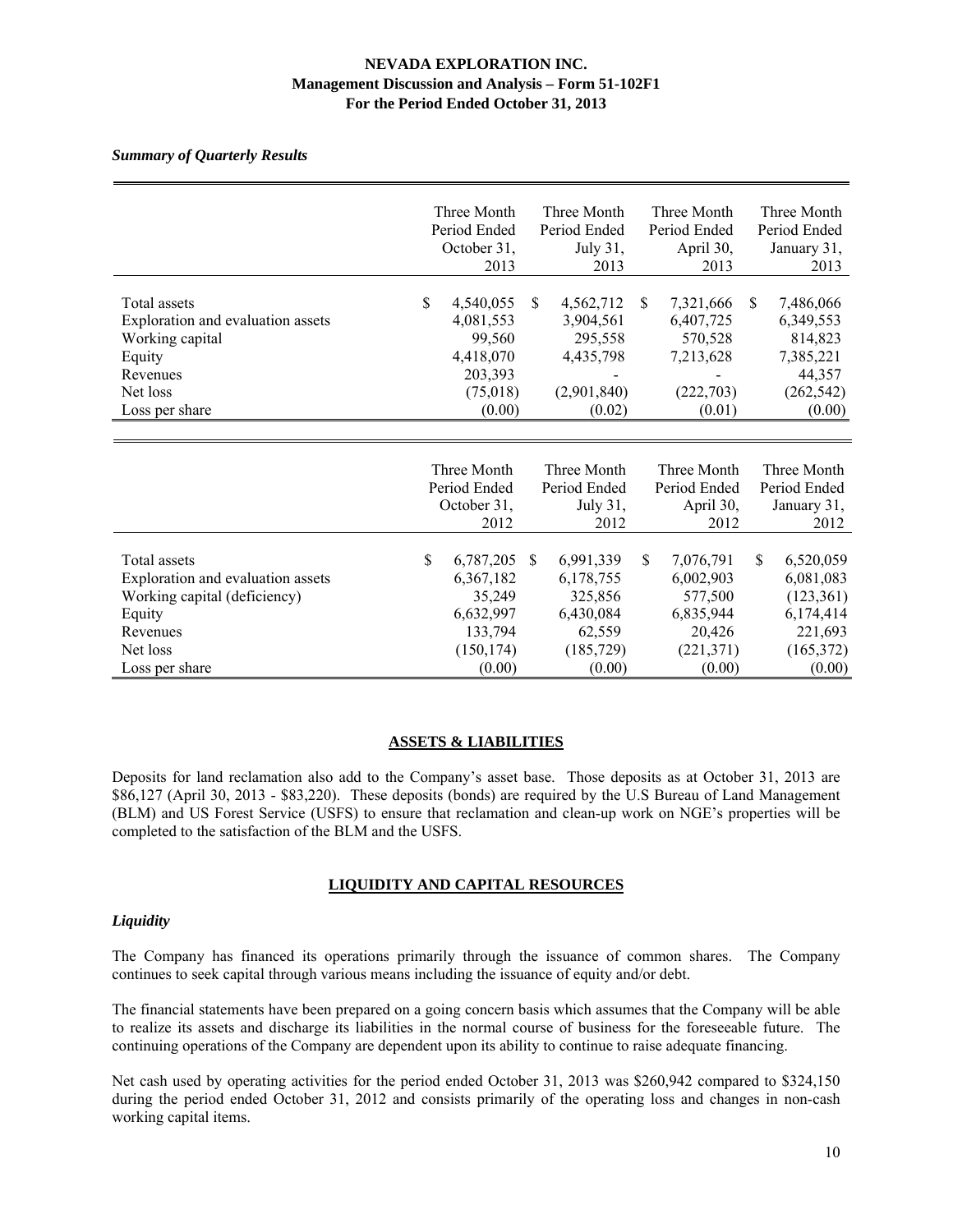*Summary of Quarterly Results*

| | Three Month Period Ended October 31, 2013 | Three Month Period Ended July 31, 2013 | Three Month Period Ended April 30, 2013 | Three Month Period Ended January 31, 2013 |
|---|---|---|---|---|
| Total assets | $ 4,540,055 | $ 4,562,712 | $ 7,321,666 | $ 7,486,066 |
| Exploration and evaluation assets | 4,081,553 | 3,904,561 | 6,407,725 | 6,349,553 |
| Working capital | 99,560 | 295,558 | 570,528 | 814,823 |
| Equity | 4,418,070 | 4,435,798 | 7,213,628 | 7,385,221 |
| Revenues | 203,393 | - | - | 44,357 |
| Net loss | (75,018) | (2,901,840) | (222,703) | (262,542) |
| Loss per share | (0.00) | (0.02) | (0.01) | (0.00) |

| | Three Month Period Ended October 31, 2012 | Three Month Period Ended July 31, 2012 | Three Month Period Ended April 30, 2012 | Three Month Period Ended January 31, 2012 |
|---|---|---|---|---|
| Total assets | $ 6,787,205 | $ 6,991,339 | $ 7,076,791 | $ 6,520,059 |
| Exploration and evaluation assets | 6,367,182 | 6,178,755 | 6,002,903 | 6,081,083 |
| Working capital (deficiency) | 35,249 | 325,856 | 577,500 | (123,361) |
| Equity | 6,632,997 | 6,430,084 | 6,835,944 | 6,174,414 |
| Revenues | 133,794 | 62,559 | 20,426 | 221,693 |
| Net loss | (150,174) | (185,729) | (221,371) | (165,372) |
| Loss per share | (0.00) | (0.00) | (0.00) | (0.00) |

## ASSETS & LIABILITIES

Deposits for land reclamation also add to the Company's asset base. Those deposits as at October 31, 2013 are $86,127 (April 30, 2013 - $83,220). These deposits (bonds) are required by the U.S Bureau of Land Management (BLM) and US Forest Service (USFS) to ensure that reclamation and clean-up work on NGE's properties will be completed to the satisfaction of the BLM and the USFS.

## LIQUIDITY AND CAPITAL RESOURCES

### *Liquidity*

The Company has financed its operations primarily through the issuance of common shares. The Company continues to seek capital through various means including the issuance of equity and/or debt.

The financial statements have been prepared on a going concern basis which assumes that the Company will be able to realize its assets and discharge its liabilities in the normal course of business for the foreseeable future. The continuing operations of the Company are dependent upon its ability to continue to raise adequate financing.

Net cash used by operating activities for the period ended October 31, 2013 was $260,942 compared to $324,150 during the period ended October 31, 2012 and consists primarily of the operating loss and changes in non-cash working capital items.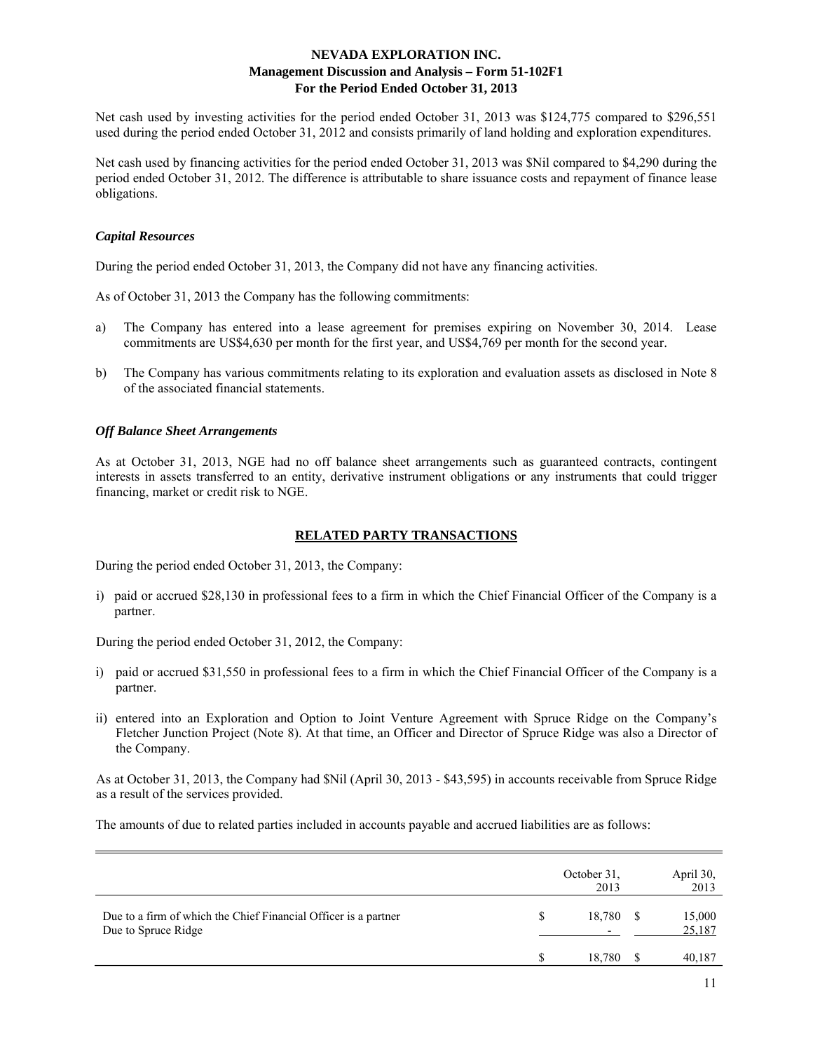Net cash used by investing activities for the period ended October 31, 2013 was $124,775 compared to $296,551 used during the period ended October 31, 2012 and consists primarily of land holding and exploration expenditures.

Net cash used by financing activities for the period ended October 31, 2013 was $Nil compared to $4,290 during the period ended October 31, 2012. The difference is attributable to share issuance costs and repayment of finance lease obligations.

### *Capital Resources*

During the period ended October 31, 2013, the Company did not have any financing activities.

As of October 31, 2013 the Company has the following commitments:

a) The Company has entered into a lease agreement for premises expiring on November 30, 2014. Lease commitments are US$4,630 per month for the first year, and US$4,769 per month for the second year.

b) The Company has various commitments relating to its exploration and evaluation assets as disclosed in Note 8 of the associated financial statements.

### *Off Balance Sheet Arrangements*

As at October 31, 2013, NGE had no off balance sheet arrangements such as guaranteed contracts, contingent interests in assets transferred to an entity, derivative instrument obligations or any instruments that could trigger financing, market or credit risk to NGE.

## RELATED PARTY TRANSACTIONS

During the period ended October 31, 2013, the Company:

i) paid or accrued $28,130 in professional fees to a firm in which the Chief Financial Officer of the Company is a partner.

During the period ended October 31, 2012, the Company:

i) paid or accrued $31,550 in professional fees to a firm in which the Chief Financial Officer of the Company is a partner.

ii) entered into an Exploration and Option to Joint Venture Agreement with Spruce Ridge on the Company's Fletcher Junction Project (Note 8). At that time, an Officer and Director of Spruce Ridge was also a Director of the Company.

As at October 31, 2013, the Company had $Nil (April 30, 2013 - $43,595) in accounts receivable from Spruce Ridge as a result of the services provided.

The amounts of due to related parties included in accounts payable and accrued liabilities are as follows:

| | October 31, 2013 | April 30, 2013 |
|---|---|---|
| Due to a firm of which the Chief Financial Officer is a partner | $ 18,780 | $ 15,000 |
| Due to Spruce Ridge | - | 25,187 |
| | $ 18,780 | $ 40,187 |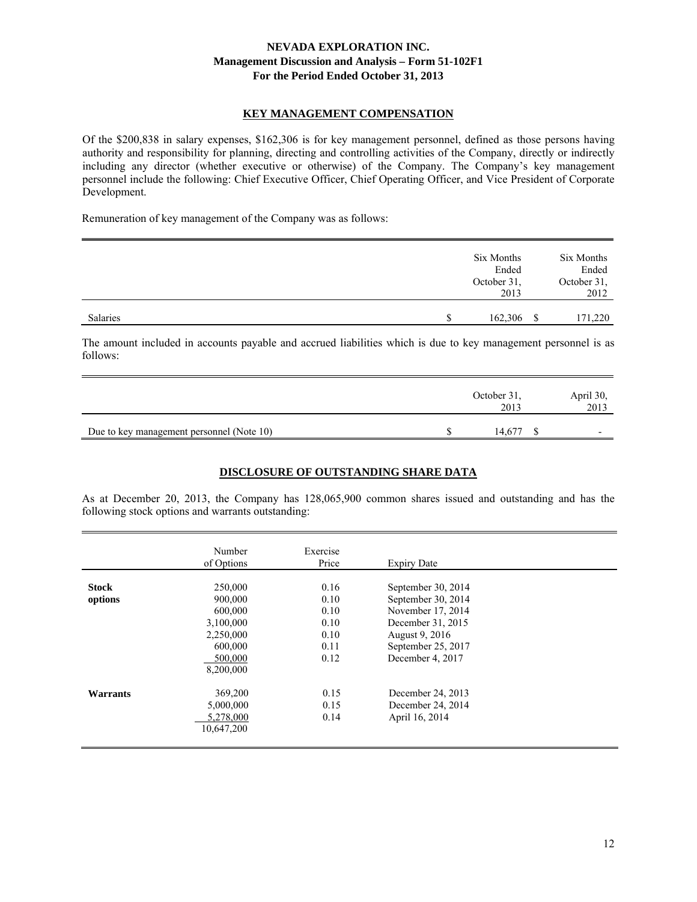## KEY MANAGEMENT COMPENSATION

Of the $200,838 in salary expenses, $162,306 is for key management personnel, defined as those persons having authority and responsibility for planning, directing and controlling activities of the Company, directly or indirectly including any director (whether executive or otherwise) of the Company. The Company's key management personnel include the following: Chief Executive Officer, Chief Operating Officer, and Vice President of Corporate Development.

Remuneration of key management of the Company was as follows:

| | Six Months Ended October 31, 2013 | Six Months Ended October 31, 2012 |
|---|---|---|
| Salaries | $ 162,306 | $ 171,220 |

The amount included in accounts payable and accrued liabilities which is due to key management personnel is as follows:

| | October 31, 2013 | April 30, 2013 |
|---|---|---|
| Due to key management personnel (Note 10) | $ 14,677 | $ - |

## DISCLOSURE OF OUTSTANDING SHARE DATA

As at December 20, 2013, the Company has 128,065,900 common shares issued and outstanding and has the following stock options and warrants outstanding:

| | Number of Options | Exercise Price | Expiry Date |
|---|---|---|---|
| **Stock options** | 250,000 | 0.16 | September 30, 2014 |
| | 900,000 | 0.10 | September 30, 2014 |
| | 600,000 | 0.10 | November 17, 2014 |
| | 3,100,000 | 0.10 | December 31, 2015 |
| | 2,250,000 | 0.10 | August 9, 2016 |
| | 600,000 | 0.11 | September 25, 2017 |
| | 500,000 | 0.12 | December 4, 2017 |
| | 8,200,000 | | |
| **Warrants** | 369,200 | 0.15 | December 24, 2013 |
| | 5,000,000 | 0.15 | December 24, 2014 |
| | 5,278,000 | 0.14 | April 16, 2014 |
| | 10,647,200 | | |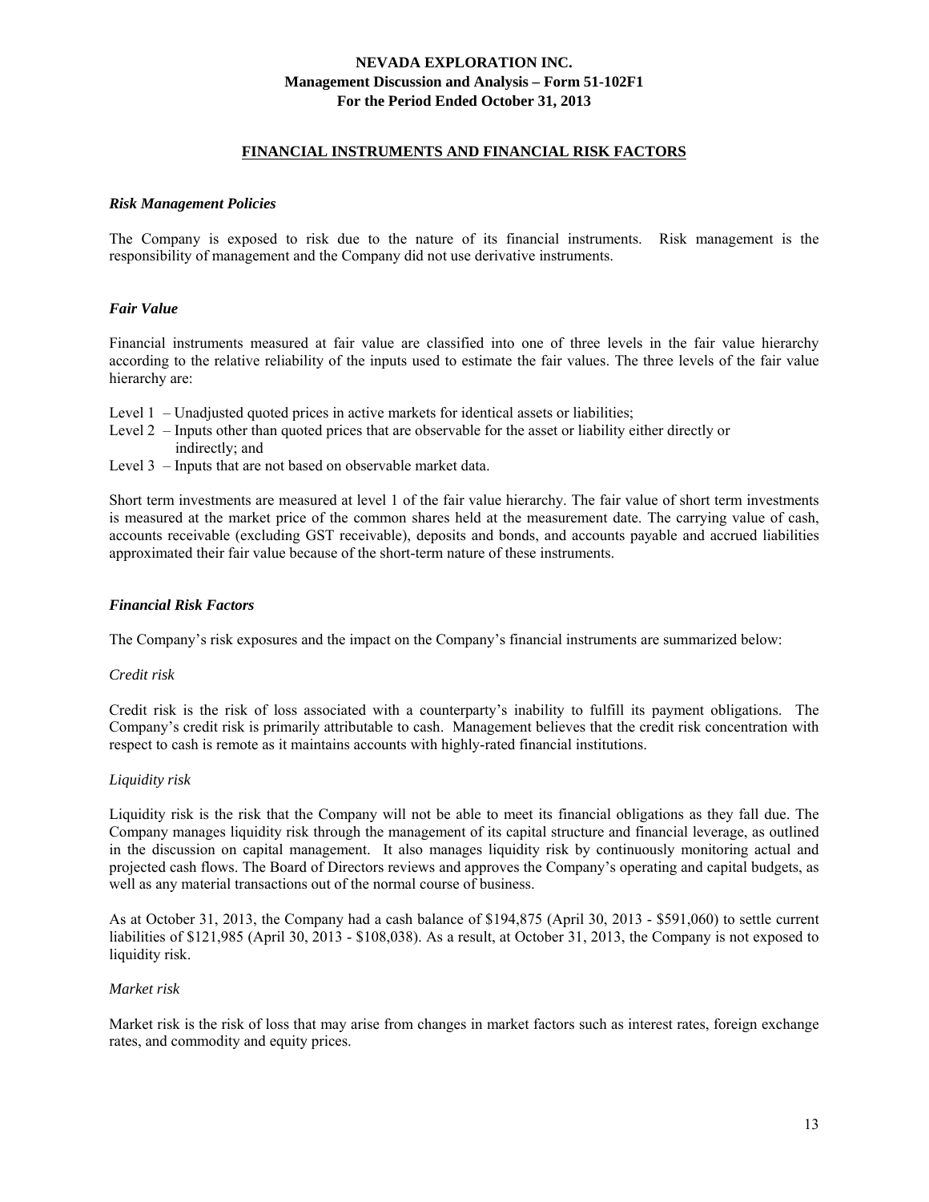## FINANCIAL INSTRUMENTS AND FINANCIAL RISK FACTORS

### *Risk Management Policies*

The Company is exposed to risk due to the nature of its financial instruments. Risk management is the responsibility of management and the Company did not use derivative instruments.

### *Fair Value*

Financial instruments measured at fair value are classified into one of three levels in the fair value hierarchy according to the relative reliability of the inputs used to estimate the fair values. The three levels of the fair value hierarchy are:

- Level 1 – Unadjusted quoted prices in active markets for identical assets or liabilities;
- Level 2 – Inputs other than quoted prices that are observable for the asset or liability either directly or indirectly; and
- Level 3 – Inputs that are not based on observable market data.

Short term investments are measured at level 1 of the fair value hierarchy. The fair value of short term investments is measured at the market price of the common shares held at the measurement date. The carrying value of cash, accounts receivable (excluding GST receivable), deposits and bonds, and accounts payable and accrued liabilities approximated their fair value because of the short-term nature of these instruments.

### *Financial Risk Factors*

The Company's risk exposures and the impact on the Company's financial instruments are summarized below:

*Credit risk*

Credit risk is the risk of loss associated with a counterparty's inability to fulfill its payment obligations. The Company's credit risk is primarily attributable to cash. Management believes that the credit risk concentration with respect to cash is remote as it maintains accounts with highly-rated financial institutions.

*Liquidity risk*

Liquidity risk is the risk that the Company will not be able to meet its financial obligations as they fall due. The Company manages liquidity risk through the management of its capital structure and financial leverage, as outlined in the discussion on capital management. It also manages liquidity risk by continuously monitoring actual and projected cash flows. The Board of Directors reviews and approves the Company's operating and capital budgets, as well as any material transactions out of the normal course of business.

As at October 31, 2013, the Company had a cash balance of $194,875 (April 30, 2013 - $591,060) to settle current liabilities of $121,985 (April 30, 2013 - $108,038). As a result, at October 31, 2013, the Company is not exposed to liquidity risk.

*Market risk*

Market risk is the risk of loss that may arise from changes in market factors such as interest rates, foreign exchange rates, and commodity and equity prices.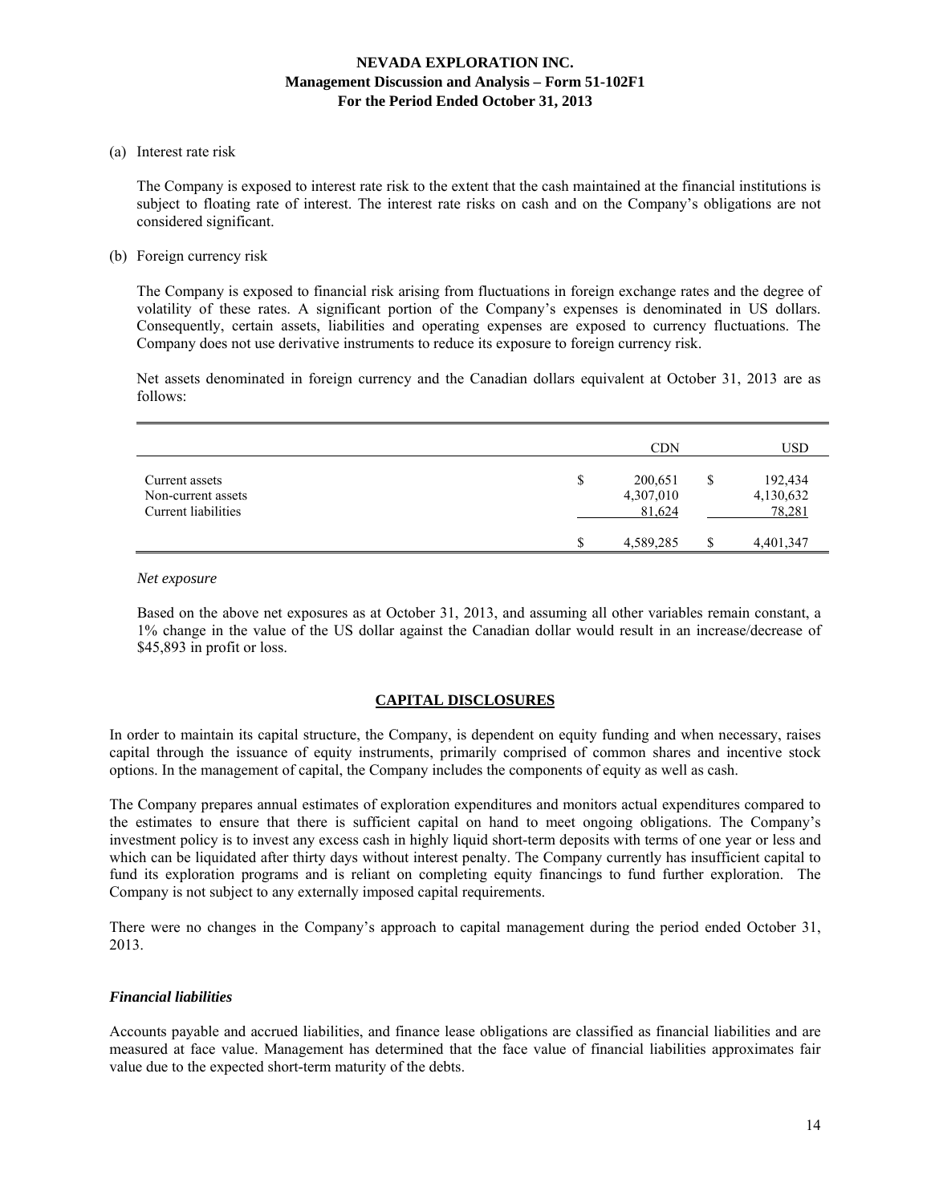(a) Interest rate risk

The Company is exposed to interest rate risk to the extent that the cash maintained at the financial institutions is subject to floating rate of interest. The interest rate risks on cash and on the Company's obligations are not considered significant.

(b) Foreign currency risk

The Company is exposed to financial risk arising from fluctuations in foreign exchange rates and the degree of volatility of these rates. A significant portion of the Company's expenses is denominated in US dollars. Consequently, certain assets, liabilities and operating expenses are exposed to currency fluctuations. The Company does not use derivative instruments to reduce its exposure to foreign currency risk.

Net assets denominated in foreign currency and the Canadian dollars equivalent at October 31, 2013 are as follows:

| | CDN | USD |
|---|---|---|
| Current assets | $ 200,651 | $ 192,434 |
| Non-current assets | 4,307,010 | 4,130,632 |
| Current liabilities | 81,624 | 78,281 |
| | $ 4,589,285 | $ 4,401,347 |

*Net exposure*

Based on the above net exposures as at October 31, 2013, and assuming all other variables remain constant, a 1% change in the value of the US dollar against the Canadian dollar would result in an increase/decrease of $45,893 in profit or loss.

## CAPITAL DISCLOSURES

In order to maintain its capital structure, the Company, is dependent on equity funding and when necessary, raises capital through the issuance of equity instruments, primarily comprised of common shares and incentive stock options. In the management of capital, the Company includes the components of equity as well as cash.

The Company prepares annual estimates of exploration expenditures and monitors actual expenditures compared to the estimates to ensure that there is sufficient capital on hand to meet ongoing obligations. The Company's investment policy is to invest any excess cash in highly liquid short-term deposits with terms of one year or less and which can be liquidated after thirty days without interest penalty. The Company currently has insufficient capital to fund its exploration programs and is reliant on completing equity financings to fund further exploration. The Company is not subject to any externally imposed capital requirements.

There were no changes in the Company's approach to capital management during the period ended October 31, 2013.

### *Financial liabilities*

Accounts payable and accrued liabilities, and finance lease obligations are classified as financial liabilities and are measured at face value. Management has determined that the face value of financial liabilities approximates fair value due to the expected short-term maturity of the debts.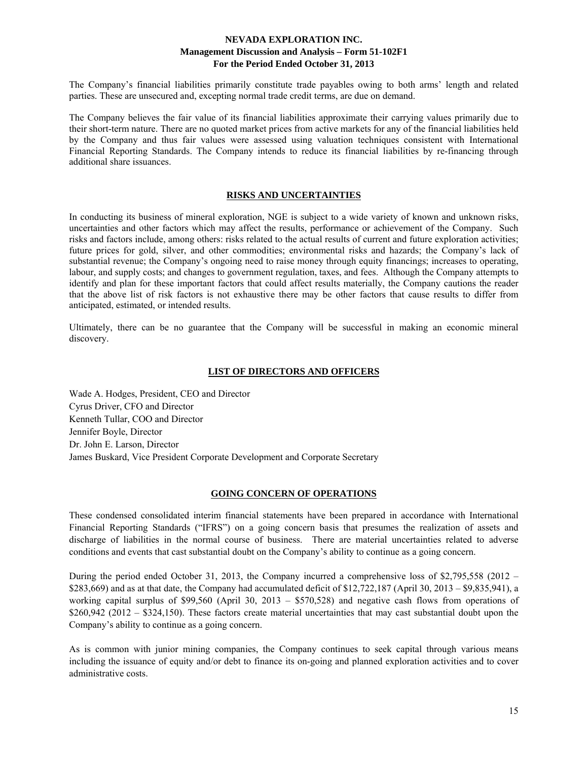The Company's financial liabilities primarily constitute trade payables owing to both arms' length and related parties. These are unsecured and, excepting normal trade credit terms, are due on demand.

The Company believes the fair value of its financial liabilities approximate their carrying values primarily due to their short-term nature. There are no quoted market prices from active markets for any of the financial liabilities held by the Company and thus fair values were assessed using valuation techniques consistent with International Financial Reporting Standards. The Company intends to reduce its financial liabilities by re-financing through additional share issuances.

## RISKS AND UNCERTAINTIES

In conducting its business of mineral exploration, NGE is subject to a wide variety of known and unknown risks, uncertainties and other factors which may affect the results, performance or achievement of the Company. Such risks and factors include, among others: risks related to the actual results of current and future exploration activities; future prices for gold, silver, and other commodities; environmental risks and hazards; the Company's lack of substantial revenue; the Company's ongoing need to raise money through equity financings; increases to operating, labour, and supply costs; and changes to government regulation, taxes, and fees. Although the Company attempts to identify and plan for these important factors that could affect results materially, the Company cautions the reader that the above list of risk factors is not exhaustive there may be other factors that cause results to differ from anticipated, estimated, or intended results.

Ultimately, there can be no guarantee that the Company will be successful in making an economic mineral discovery.

## LIST OF DIRECTORS AND OFFICERS

Wade A. Hodges, President, CEO and Director
Cyrus Driver, CFO and Director
Kenneth Tullar, COO and Director
Jennifer Boyle, Director
Dr. John E. Larson, Director
James Buskard, Vice President Corporate Development and Corporate Secretary

## GOING CONCERN OF OPERATIONS

These condensed consolidated interim financial statements have been prepared in accordance with International Financial Reporting Standards ("IFRS") on a going concern basis that presumes the realization of assets and discharge of liabilities in the normal course of business. There are material uncertainties related to adverse conditions and events that cast substantial doubt on the Company's ability to continue as a going concern.

During the period ended October 31, 2013, the Company incurred a comprehensive loss of $2,795,558 (2012 – $283,669) and as at that date, the Company had accumulated deficit of $12,722,187 (April 30, 2013 – $9,835,941), a working capital surplus of $99,560 (April 30, 2013 – $570,528) and negative cash flows from operations of $260,942 (2012 – $324,150). These factors create material uncertainties that may cast substantial doubt upon the Company's ability to continue as a going concern.

As is common with junior mining companies, the Company continues to seek capital through various means including the issuance of equity and/or debt to finance its on-going and planned exploration activities and to cover administrative costs.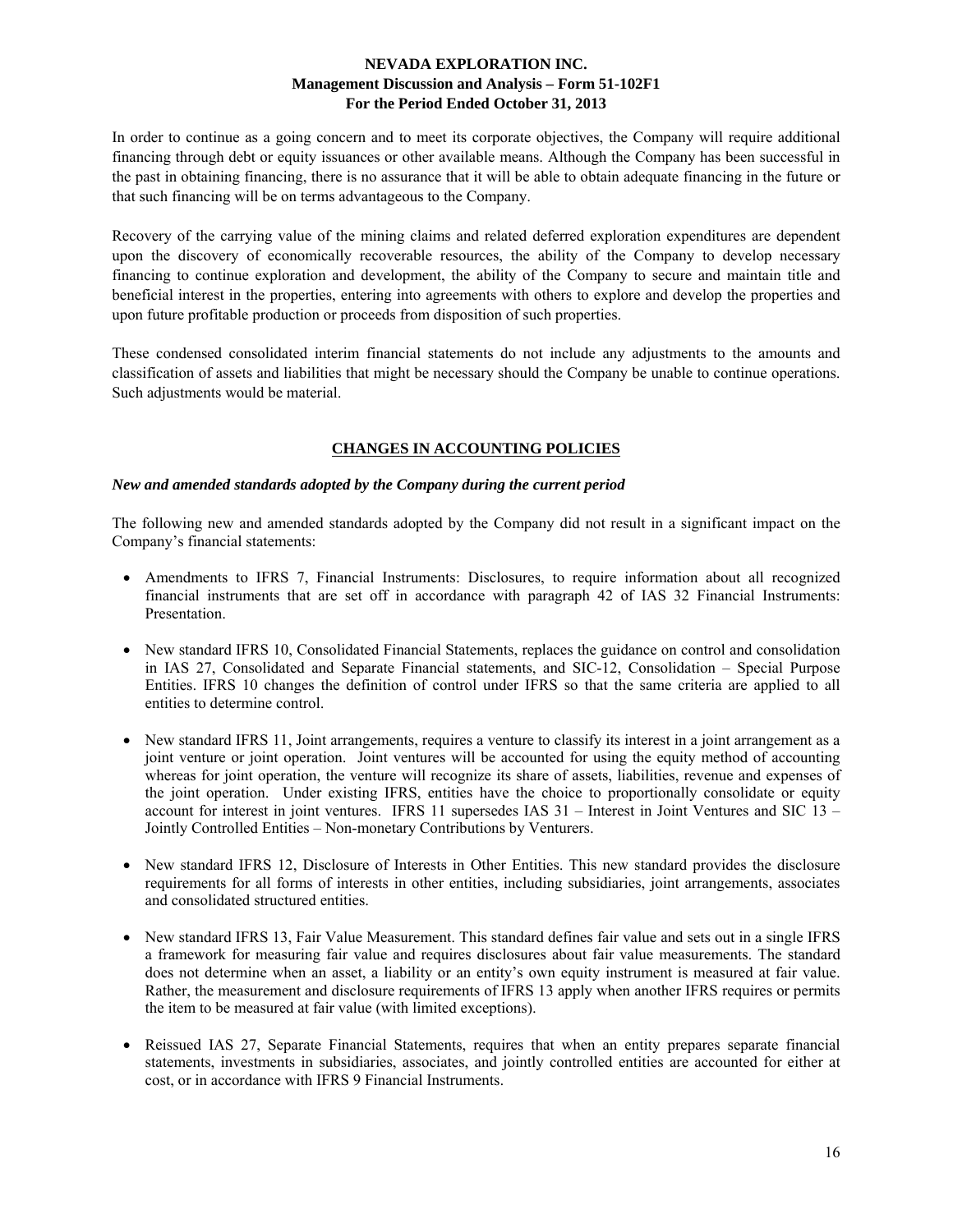In order to continue as a going concern and to meet its corporate objectives, the Company will require additional financing through debt or equity issuances or other available means. Although the Company has been successful in the past in obtaining financing, there is no assurance that it will be able to obtain adequate financing in the future or that such financing will be on terms advantageous to the Company.

Recovery of the carrying value of the mining claims and related deferred exploration expenditures are dependent upon the discovery of economically recoverable resources, the ability of the Company to develop necessary financing to continue exploration and development, the ability of the Company to secure and maintain title and beneficial interest in the properties, entering into agreements with others to explore and develop the properties and upon future profitable production or proceeds from disposition of such properties.

These condensed consolidated interim financial statements do not include any adjustments to the amounts and classification of assets and liabilities that might be necessary should the Company be unable to continue operations. Such adjustments would be material.

## CHANGES IN ACCOUNTING POLICIES

***New and amended standards adopted by the Company during the current period***

The following new and amended standards adopted by the Company did not result in a significant impact on the Company's financial statements:

- Amendments to IFRS 7, Financial Instruments: Disclosures, to require information about all recognized financial instruments that are set off in accordance with paragraph 42 of IAS 32 Financial Instruments: Presentation.

- New standard IFRS 10, Consolidated Financial Statements, replaces the guidance on control and consolidation in IAS 27, Consolidated and Separate Financial statements, and SIC-12, Consolidation – Special Purpose Entities. IFRS 10 changes the definition of control under IFRS so that the same criteria are applied to all entities to determine control.

- New standard IFRS 11, Joint arrangements, requires a venture to classify its interest in a joint arrangement as a joint venture or joint operation. Joint ventures will be accounted for using the equity method of accounting whereas for joint operation, the venture will recognize its share of assets, liabilities, revenue and expenses of the joint operation. Under existing IFRS, entities have the choice to proportionally consolidate or equity account for interest in joint ventures. IFRS 11 supersedes IAS 31 – Interest in Joint Ventures and SIC 13 – Jointly Controlled Entities – Non-monetary Contributions by Venturers.

- New standard IFRS 12, Disclosure of Interests in Other Entities. This new standard provides the disclosure requirements for all forms of interests in other entities, including subsidiaries, joint arrangements, associates and consolidated structured entities.

- New standard IFRS 13, Fair Value Measurement. This standard defines fair value and sets out in a single IFRS a framework for measuring fair value and requires disclosures about fair value measurements. The standard does not determine when an asset, a liability or an entity's own equity instrument is measured at fair value. Rather, the measurement and disclosure requirements of IFRS 13 apply when another IFRS requires or permits the item to be measured at fair value (with limited exceptions).

- Reissued IAS 27, Separate Financial Statements, requires that when an entity prepares separate financial statements, investments in subsidiaries, associates, and jointly controlled entities are accounted for either at cost, or in accordance with IFRS 9 Financial Instruments.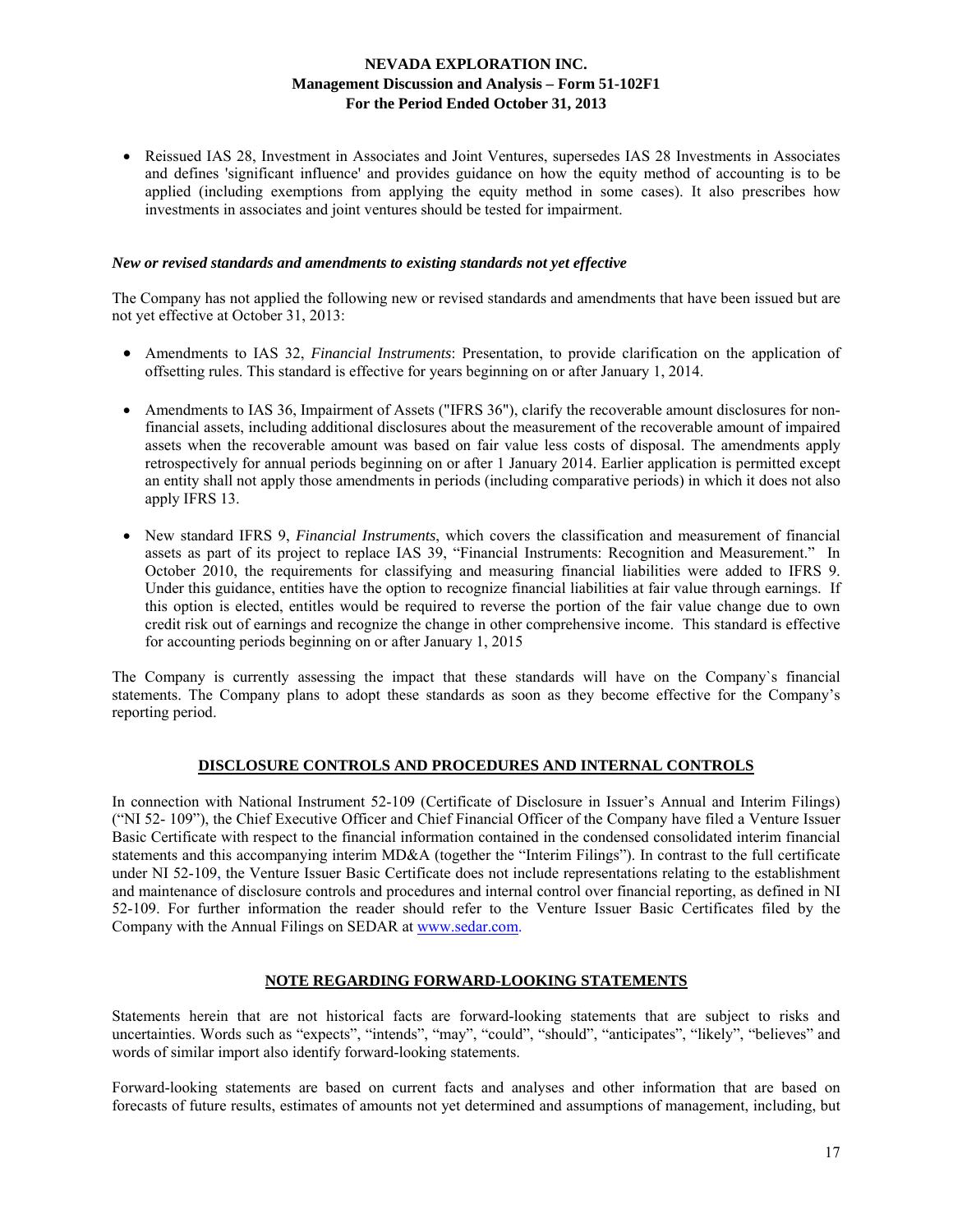- Reissued IAS 28, Investment in Associates and Joint Ventures, supersedes IAS 28 Investments in Associates and defines 'significant influence' and provides guidance on how the equity method of accounting is to be applied (including exemptions from applying the equity method in some cases). It also prescribes how investments in associates and joint ventures should be tested for impairment.

***New or revised standards and amendments to existing standards not yet effective***

The Company has not applied the following new or revised standards and amendments that have been issued but are not yet effective at October 31, 2013:

- Amendments to IAS 32, *Financial Instruments*: Presentation, to provide clarification on the application of offsetting rules. This standard is effective for years beginning on or after January 1, 2014.

- Amendments to IAS 36, Impairment of Assets ("IFRS 36"), clarify the recoverable amount disclosures for non-financial assets, including additional disclosures about the measurement of the recoverable amount of impaired assets when the recoverable amount was based on fair value less costs of disposal. The amendments apply retrospectively for annual periods beginning on or after 1 January 2014. Earlier application is permitted except an entity shall not apply those amendments in periods (including comparative periods) in which it does not also apply IFRS 13.

- New standard IFRS 9, *Financial Instruments*, which covers the classification and measurement of financial assets as part of its project to replace IAS 39, "Financial Instruments: Recognition and Measurement." In October 2010, the requirements for classifying and measuring financial liabilities were added to IFRS 9. Under this guidance, entities have the option to recognize financial liabilities at fair value through earnings. If this option is elected, entitles would be required to reverse the portion of the fair value change due to own credit risk out of earnings and recognize the change in other comprehensive income. This standard is effective for accounting periods beginning on or after January 1, 2015

The Company is currently assessing the impact that these standards will have on the Company`s financial statements. The Company plans to adopt these standards as soon as they become effective for the Company's reporting period.

## DISCLOSURE CONTROLS AND PROCEDURES AND INTERNAL CONTROLS

In connection with National Instrument 52-109 (Certificate of Disclosure in Issuer's Annual and Interim Filings) ("NI 52- 109"), the Chief Executive Officer and Chief Financial Officer of the Company have filed a Venture Issuer Basic Certificate with respect to the financial information contained in the condensed consolidated interim financial statements and this accompanying interim MD&A (together the "Interim Filings"). In contrast to the full certificate under NI 52-109, the Venture Issuer Basic Certificate does not include representations relating to the establishment and maintenance of disclosure controls and procedures and internal control over financial reporting, as defined in NI 52-109. For further information the reader should refer to the Venture Issuer Basic Certificates filed by the Company with the Annual Filings on SEDAR at www.sedar.com.

## NOTE REGARDING FORWARD-LOOKING STATEMENTS

Statements herein that are not historical facts are forward-looking statements that are subject to risks and uncertainties. Words such as "expects", "intends", "may", "could", "should", "anticipates", "likely", "believes" and words of similar import also identify forward-looking statements.

Forward-looking statements are based on current facts and analyses and other information that are based on forecasts of future results, estimates of amounts not yet determined and assumptions of management, including, but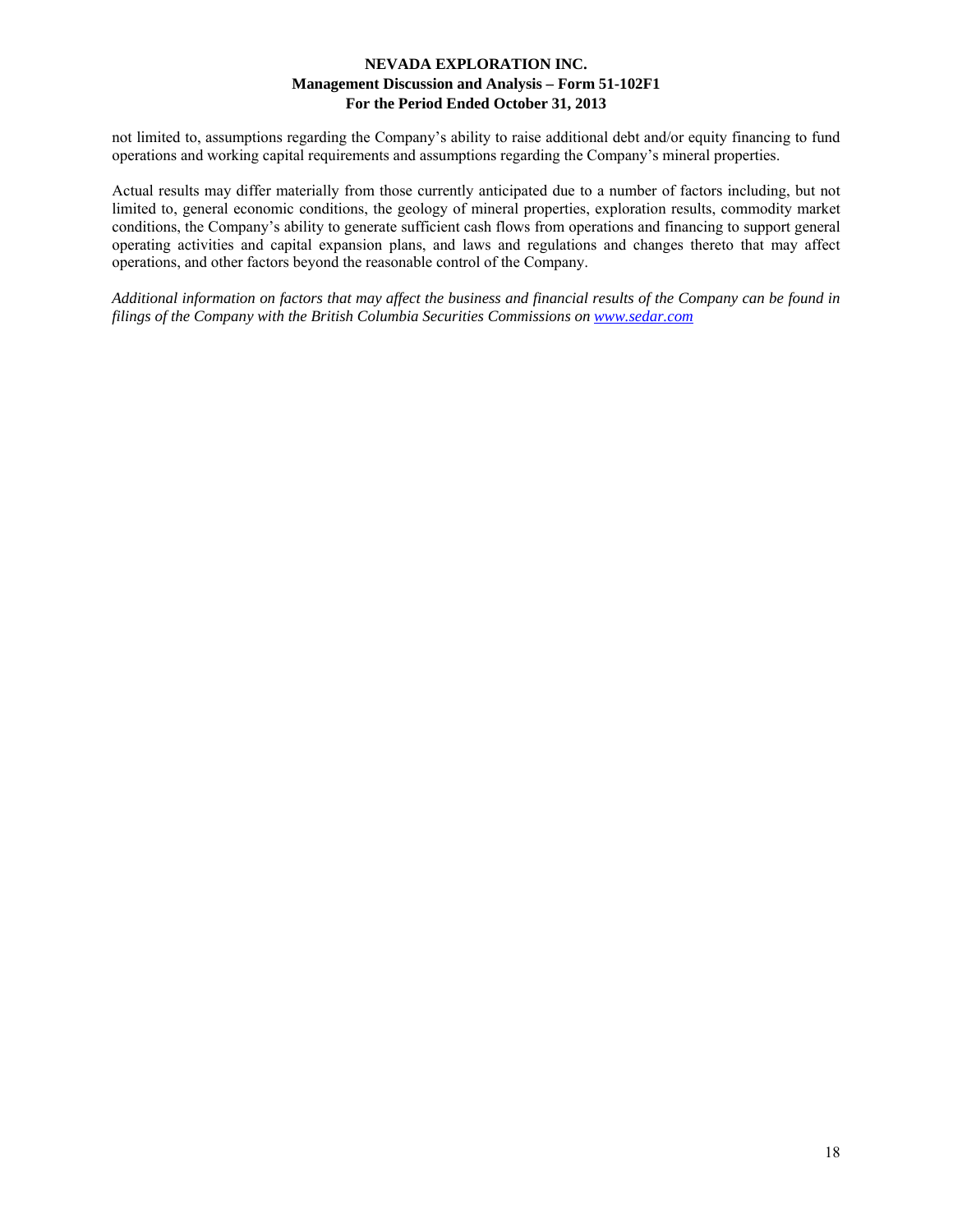not limited to, assumptions regarding the Company's ability to raise additional debt and/or equity financing to fund operations and working capital requirements and assumptions regarding the Company's mineral properties.

Actual results may differ materially from those currently anticipated due to a number of factors including, but not limited to, general economic conditions, the geology of mineral properties, exploration results, commodity market conditions, the Company's ability to generate sufficient cash flows from operations and financing to support general operating activities and capital expansion plans, and laws and regulations and changes thereto that may affect operations, and other factors beyond the reasonable control of the Company.

*Additional information on factors that may affect the business and financial results of the Company can be found in filings of the Company with the British Columbia Securities Commissions on [www.sedar.com](http://www.sedar.com)*